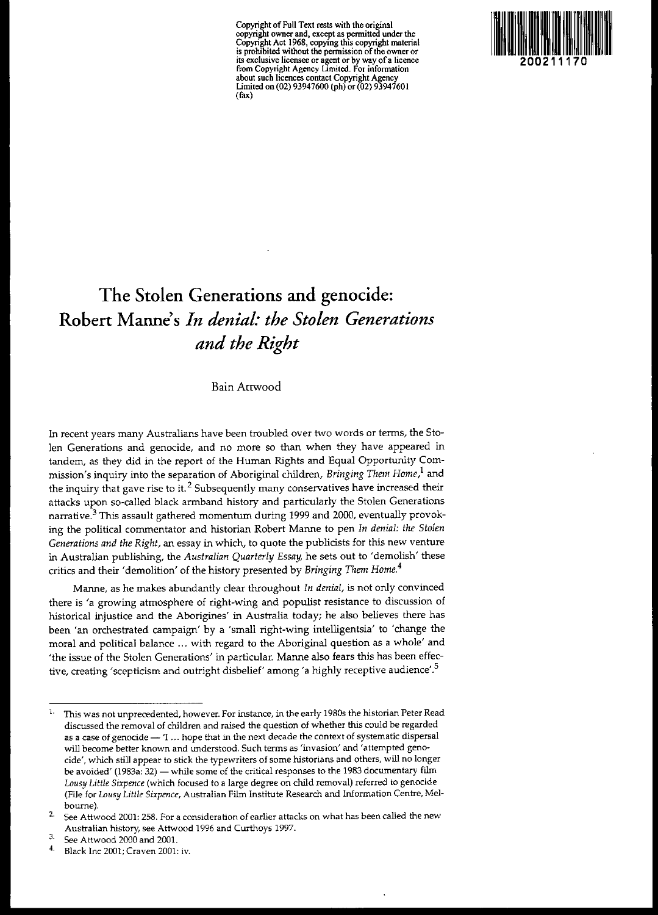Copyright of Full Text rests with the original copyright owner and, except as permitted under the Copyright Act 1968, copying this copyright material is prohibited without the permission of the owner or its exclusive licensee or agent or by way of a licence from Copyright Agency Limited. For information about such licences contact Copyright Agency Limited on (02) 93947600 (ph) or (02) 93947601 (fax)

200211170

# The Stolen Generations and genocide: Robert Manne's *In denial: the Stolen Generations and the Right*

Bain Attwood

In recent years many Australians have been troubled over two words or terms, the Stolen Generations and genocide, and no more so than when they have appeared in tandem, as they did in the report of the Human Rights and Equal Opportunity Commission's inquiry into the separation of Aboriginal children, *Bringing Them Home*,[1] and the inquiry that gave rise to it.[2] Subsequently many conservatives have increased their attacks upon so-called black armband history and particularly the Stolen Generations narrative.[3] This assault gathered momentum during 1999 and 2000, eventually provoking the political commentator and historian Robert Manne to pen *In denial: the Stolen Generations and the Right*, an essay in which, to quote the publicists for this new venture in Australian publishing, the *Australian Quarterly Essay*, he sets out to 'demolish' these critics and their 'demolition' of the history presented by *Bringing Them Home*.[4]

Manne, as he makes abundantly clear throughout *In denial*, is not only convinced there is 'a growing atmosphere of right-wing and populist resistance to discussion of historical injustice and the Aborigines' in Australia today; he also believes there has been 'an orchestrated campaign' by a 'small right-wing intelligentsia' to 'change the moral and political balance ... with regard to the Aboriginal question as a whole' and 'the issue of the Stolen Generations' in particular. Manne also fears this has been effective, creating 'scepticism and outright disbelief' among 'a highly receptive audience'.[5]

---

1. This was not unprecedented, however. For instance, in the early 1980s the historian Peter Read discussed the removal of children and raised the question of whether this could be regarded as a case of genocide — 'I ... hope that in the next decade the context of systematic dispersal will become better known and understood. Such terms as 'invasion' and 'attempted genocide', which still appear to stick the typewriters of some historians and others, will no longer be avoided' (1983a: 32) — while some of the critical responses to the 1983 documentary film *Lousy Little Sixpence* (which focused to a large degree on child removal) referred to genocide (File for *Lousy Little Sixpence*, Australian Film Institute Research and Information Centre, Melbourne).
2. See Attwood 2001: 258. For a consideration of earlier attacks on what has been called the new Australian history, see Attwood 1996 and Curthoys 1997.
3. See Attwood 2000 and 2001.
4. Black Inc 2001; Craven 2001: iv.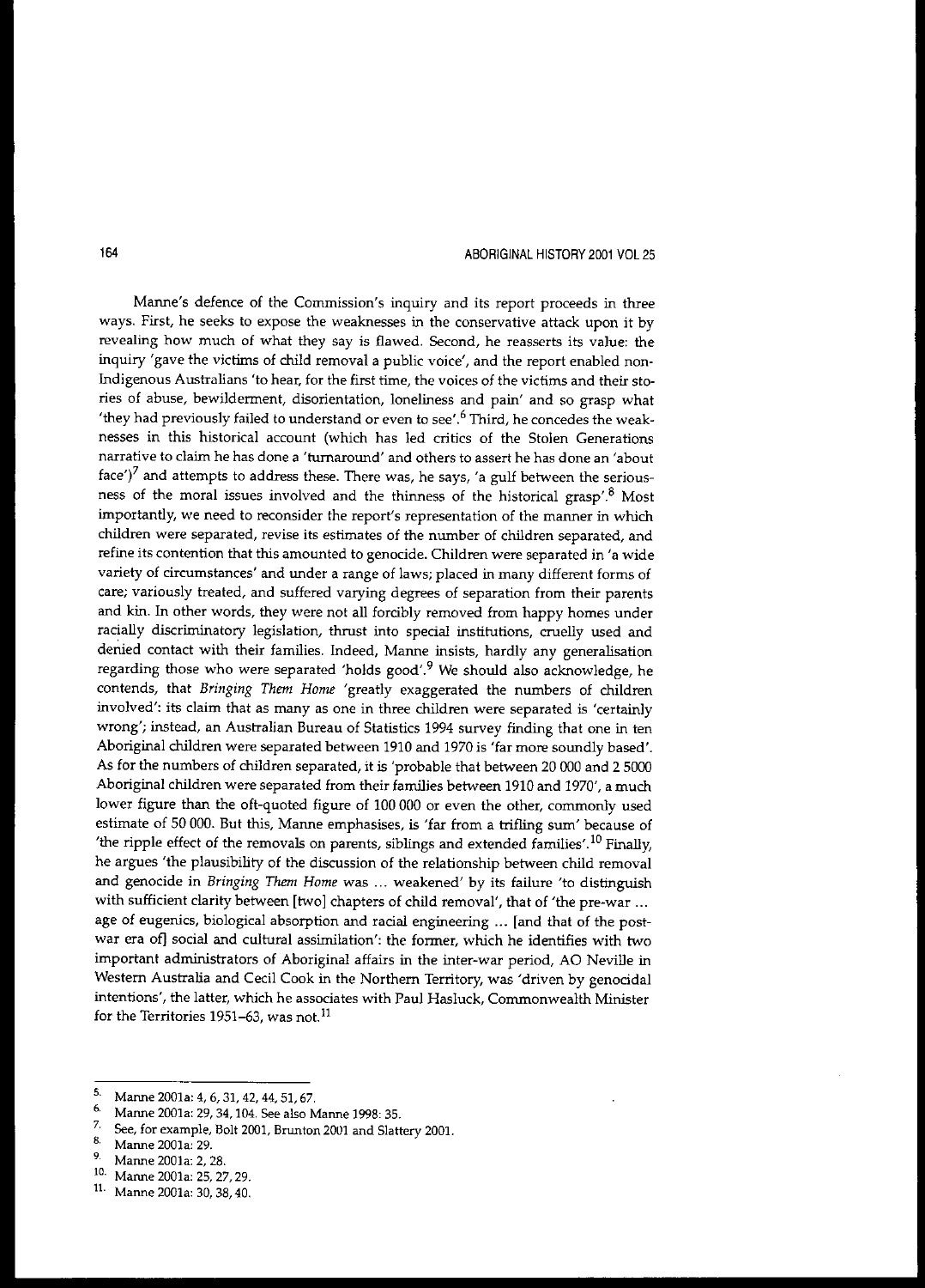Manne's defence of the Commission's inquiry and its report proceeds in three ways. First, he seeks to expose the weaknesses in the conservative attack upon it by revealing how much of what they say is flawed. Second, he reasserts its value: the inquiry 'gave the victims of child removal a public voice', and the report enabled non-Indigenous Australians 'to hear, for the first time, the voices of the victims and their stories of abuse, bewilderment, disorientation, loneliness and pain' and so grasp what 'they had previously failed to understand or even to see'.[6] Third, he concedes the weaknesses in this historical account (which has led critics of the Stolen Generations narrative to claim he has done a 'turnaround' and others to assert he has done an 'about face')[7] and attempts to address these. There was, he says, 'a gulf between the seriousness of the moral issues involved and the thinness of the historical grasp'.[8] Most importantly, we need to reconsider the report's representation of the manner in which children were separated, revise its estimates of the number of children separated, and refine its contention that this amounted to genocide. Children were separated in 'a wide variety of circumstances' and under a range of laws; placed in many different forms of care; variously treated, and suffered varying degrees of separation from their parents and kin. In other words, they were not all forcibly removed from happy homes under racially discriminatory legislation, thrust into special institutions, cruelly used and denied contact with their families. Indeed, Manne insists, hardly any generalisation regarding those who were separated 'holds good'.[9] We should also acknowledge, he contends, that *Bringing Them Home* 'greatly exaggerated the numbers of children involved': its claim that as many as one in three children were separated is 'certainly wrong'; instead, an Australian Bureau of Statistics 1994 survey finding that one in ten Aboriginal children were separated between 1910 and 1970 is 'far more soundly based'. As for the numbers of children separated, it is 'probable that between 20 000 and 2 5000 Aboriginal children were separated from their families between 1910 and 1970', a much lower figure than the oft-quoted figure of 100 000 or even the other, commonly used estimate of 50 000. But this, Manne emphasises, is 'far from a trifling sum' because of 'the ripple effect of the removals on parents, siblings and extended families'.[10] Finally, he argues 'the plausibility of the discussion of the relationship between child removal and genocide in *Bringing Them Home* was ... weakened' by its failure 'to distinguish with sufficient clarity between [two] chapters of child removal', that of 'the pre-war ... age of eugenics, biological absorption and racial engineering ... [and that of the post-war era of] social and cultural assimilation': the former, which he identifies with two important administrators of Aboriginal affairs in the inter-war period, AO Neville in Western Australia and Cecil Cook in the Northern Territory, was 'driven by genocidal intentions', the latter, which he associates with Paul Hasluck, Commonwealth Minister for the Territories 1951–63, was not.[11]

---

5. Manne 2001a: 4, 6, 31, 42, 44, 51, 67.
6. Manne 2001a: 29, 34, 104. See also Manne 1998: 35.
7. See, for example, Bolt 2001, Brunton 2001 and Slattery 2001.
8. Manne 2001a: 29.
9. Manne 2001a: 2, 28.
10. Manne 2001a: 25, 27, 29.
11. Manne 2001a: 30, 38, 40.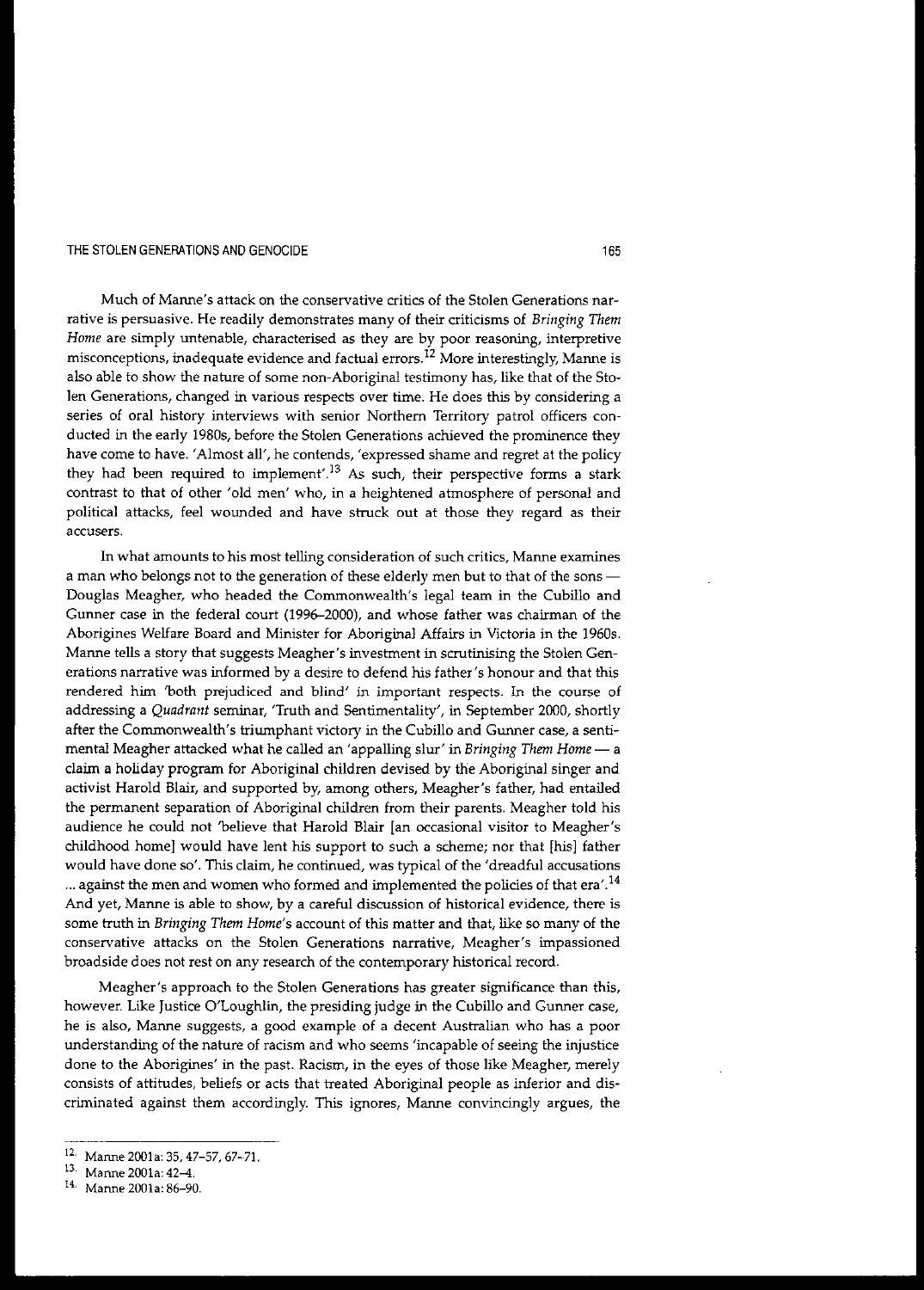Much of Manne's attack on the conservative critics of the Stolen Generations narrative is persuasive. He readily demonstrates many of their criticisms of *Bringing Them Home* are simply untenable, characterised as they are by poor reasoning, interpretive misconceptions, inadequate evidence and factual errors.[12] More interestingly, Manne is also able to show the nature of some non-Aboriginal testimony has, like that of the Stolen Generations, changed in various respects over time. He does this by considering a series of oral history interviews with senior Northern Territory patrol officers conducted in the early 1980s, before the Stolen Generations achieved the prominence they have come to have. 'Almost all', he contends, 'expressed shame and regret at the policy they had been required to implement'.[13] As such, their perspective forms a stark contrast to that of other 'old men' who, in a heightened atmosphere of personal and political attacks, feel wounded and have struck out at those they regard as their accusers.

In what amounts to his most telling consideration of such critics, Manne examines a man who belongs not to the generation of these elderly men but to that of the sons — Douglas Meagher, who headed the Commonwealth's legal team in the Cubillo and Gunner case in the federal court (1996–2000), and whose father was chairman of the Aborigines Welfare Board and Minister for Aboriginal Affairs in Victoria in the 1960s. Manne tells a story that suggests Meagher's investment in scrutinising the Stolen Generations narrative was informed by a desire to defend his father's honour and that this rendered him 'both prejudiced and blind' in important respects. In the course of addressing a *Quadrant* seminar, 'Truth and Sentimentality', in September 2000, shortly after the Commonwealth's triumphant victory in the Cubillo and Gunner case, a sentimental Meagher attacked what he called an 'appalling slur' in *Bringing Them Home* — a claim a holiday program for Aboriginal children devised by the Aboriginal singer and activist Harold Blair, and supported by, among others, Meagher's father, had entailed the permanent separation of Aboriginal children from their parents. Meagher told his audience he could not 'believe that Harold Blair [an occasional visitor to Meagher's childhood home] would have lent his support to such a scheme; nor that [his] father would have done so'. This claim, he continued, was typical of the 'dreadful accusations ... against the men and women who formed and implemented the policies of that era'.[14] And yet, Manne is able to show, by a careful discussion of historical evidence, there is some truth in *Bringing Them Home*'s account of this matter and that, like so many of the conservative attacks on the Stolen Generations narrative, Meagher's impassioned broadside does not rest on any research of the contemporary historical record.

Meagher's approach to the Stolen Generations has greater significance than this, however. Like Justice O'Loughlin, the presiding judge in the Cubillo and Gunner case, he is also, Manne suggests, a good example of a decent Australian who has a poor understanding of the nature of racism and who seems 'incapable of seeing the injustice done to the Aborigines' in the past. Racism, in the eyes of those like Meagher, merely consists of attitudes, beliefs or acts that treated Aboriginal people as inferior and discriminated against them accordingly. This ignores, Manne convincingly argues, the

---

12. Manne 2001a: 35, 47–57, 67–71.
13. Manne 2001a: 42–4.
14. Manne 2001a: 86–90.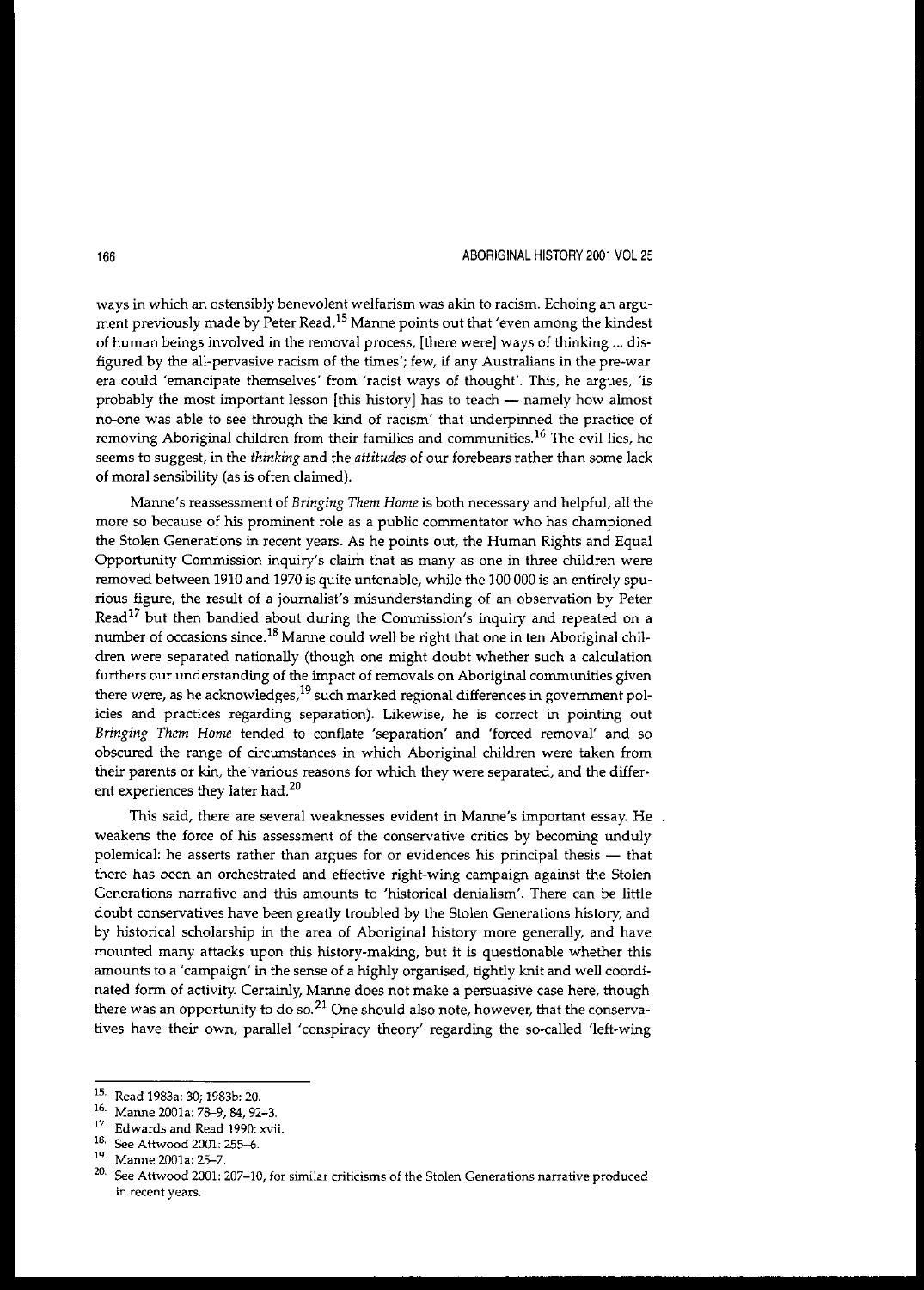ways in which an ostensibly benevolent welfarism was akin to racism. Echoing an argument previously made by Peter Read,[15] Manne points out that 'even among the kindest of human beings involved in the removal process, [there were] ways of thinking ... disfigured by the all-pervasive racism of the times'; few, if any Australians in the pre-war era could 'emancipate themselves' from 'racist ways of thought'. This, he argues, 'is probably the most important lesson [this history] has to teach — namely how almost no-one was able to see through the kind of racism' that underpinned the practice of removing Aboriginal children from their families and communities.[16] The evil lies, he seems to suggest, in the *thinking* and the *attitudes* of our forebears rather than some lack of moral sensibility (as is often claimed).

Manne's reassessment of *Bringing Them Home* is both necessary and helpful, all the more so because of his prominent role as a public commentator who has championed the Stolen Generations in recent years. As he points out, the Human Rights and Equal Opportunity Commission inquiry's claim that as many as one in three children were removed between 1910 and 1970 is quite untenable, while the 100 000 is an entirely spurious figure, the result of a journalist's misunderstanding of an observation by Peter Read[17] but then bandied about during the Commission's inquiry and repeated on a number of occasions since.[18] Manne could well be right that one in ten Aboriginal children were separated nationally (though one might doubt whether such a calculation furthers our understanding of the impact of removals on Aboriginal communities given there were, as he acknowledges,[19] such marked regional differences in government policies and practices regarding separation). Likewise, he is correct in pointing out *Bringing Them Home* tended to conflate 'separation' and 'forced removal' and so obscured the range of circumstances in which Aboriginal children were taken from their parents or kin, the various reasons for which they were separated, and the different experiences they later had.[20]

This said, there are several weaknesses evident in Manne's important essay. He weakens the force of his assessment of the conservative critics by becoming unduly polemical: he asserts rather than argues for or evidences his principal thesis — that there has been an orchestrated and effective right-wing campaign against the Stolen Generations narrative and this amounts to 'historical denialism'. There can be little doubt conservatives have been greatly troubled by the Stolen Generations history, and by historical scholarship in the area of Aboriginal history more generally, and have mounted many attacks upon this history-making, but it is questionable whether this amounts to a 'campaign' in the sense of a highly organised, tightly knit and well coordinated form of activity. Certainly, Manne does not make a persuasive case here, though there was an opportunity to do so.[21] One should also note, however, that the conservatives have their own, parallel 'conspiracy theory' regarding the so-called 'left-wing

---

15. Read 1983a: 30; 1983b: 20.
16. Manne 2001a: 78–9, 84, 92–3.
17. Edwards and Read 1990: xvii.
18. See Attwood 2001: 255–6.
19. Manne 2001a: 25–7.
20. See Attwood 2001: 207–10, for similar criticisms of the Stolen Generations narrative produced in recent years.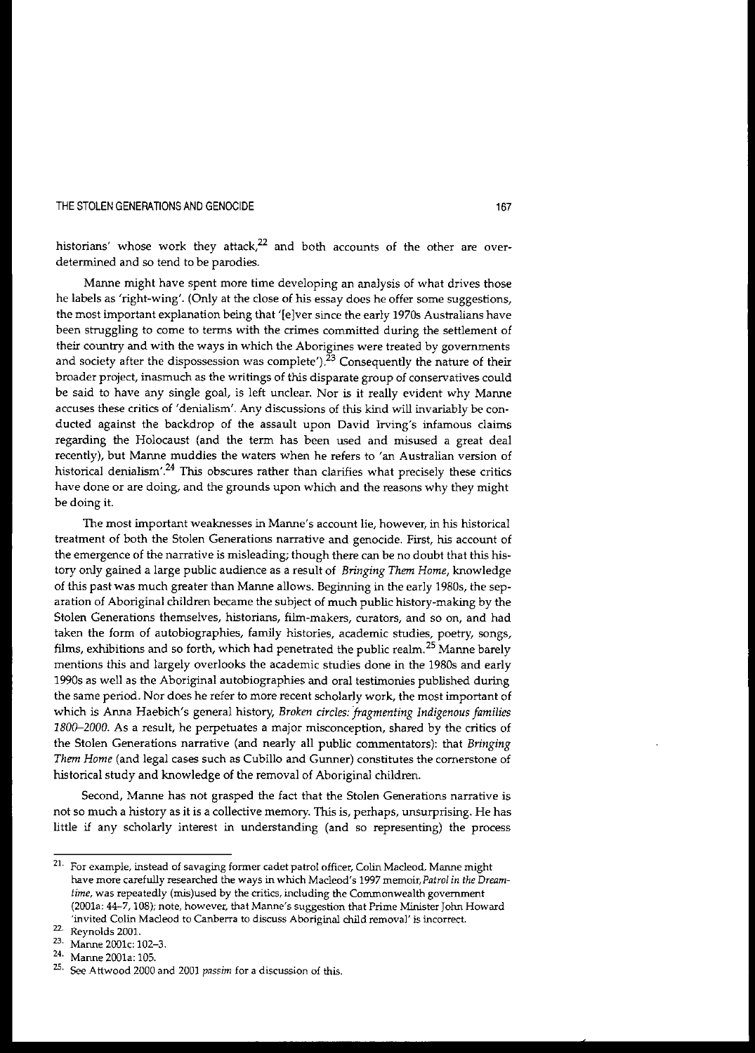historians' whose work they attack,[22] and both accounts of the other are overdetermined and so tend to be parodies.

Manne might have spent more time developing an analysis of what drives those he labels as 'right-wing'. (Only at the close of his essay does he offer some suggestions, the most important explanation being that '[e]ver since the early 1970s Australians have been struggling to come to terms with the crimes committed during the settlement of their country and with the ways in which the Aborigines were treated by governments and society after the dispossession was complete').[23] Consequently the nature of their broader project, inasmuch as the writings of this disparate group of conservatives could be said to have any single goal, is left unclear. Nor is it really evident why Manne accuses these critics of 'denialism'. Any discussions of this kind will invariably be conducted against the backdrop of the assault upon David Irving's infamous claims regarding the Holocaust (and the term has been used and misused a great deal recently), but Manne muddies the waters when he refers to 'an Australian version of historical denialism'.[24] This obscures rather than clarifies what precisely these critics have done or are doing, and the grounds upon which and the reasons why they might be doing it.

The most important weaknesses in Manne's account lie, however, in his historical treatment of both the Stolen Generations narrative and genocide. First, his account of the emergence of the narrative is misleading; though there can be no doubt that this history only gained a large public audience as a result of *Bringing Them Home*, knowledge of this past was much greater than Manne allows. Beginning in the early 1980s, the separation of Aboriginal children became the subject of much public history-making by the Stolen Generations themselves, historians, film-makers, curators, and so on, and had taken the form of autobiographies, family histories, academic studies, poetry, songs, films, exhibitions and so forth, which had penetrated the public realm.[25] Manne barely mentions this and largely overlooks the academic studies done in the 1980s and early 1990s as well as the Aboriginal autobiographies and oral testimonies published during the same period. Nor does he refer to more recent scholarly work, the most important of which is Anna Haebich's general history, *Broken circles: fragmenting Indigenous families 1800–2000*. As a result, he perpetuates a major misconception, shared by the critics of the Stolen Generations narrative (and nearly all public commentators): that *Bringing Them Home* (and legal cases such as Cubillo and Gunner) constitutes the cornerstone of historical study and knowledge of the removal of Aboriginal children.

Second, Manne has not grasped the fact that the Stolen Generations narrative is not so much a history as it is a collective memory. This is, perhaps, unsurprising. He has little if any scholarly interest in understanding (and so representing) the process

---

[21] For example, instead of savaging former cadet patrol officer, Colin Macleod, Manne might have more carefully researched the ways in which Macleod's 1997 memoir, *Patrol in the Dreamtime*, was repeatedly (mis)used by the critics, including the Commonwealth government (2001a: 44–7, 108); note, however, that Manne's suggestion that Prime Minister John Howard 'invited Colin Macleod to Canberra to discuss Aboriginal child removal' is incorrect.

[22] Reynolds 2001.

[23] Manne 2001c: 102–3.

[24] Manne 2001a: 105.

[25] See Attwood 2000 and 2001 *passim* for a discussion of this.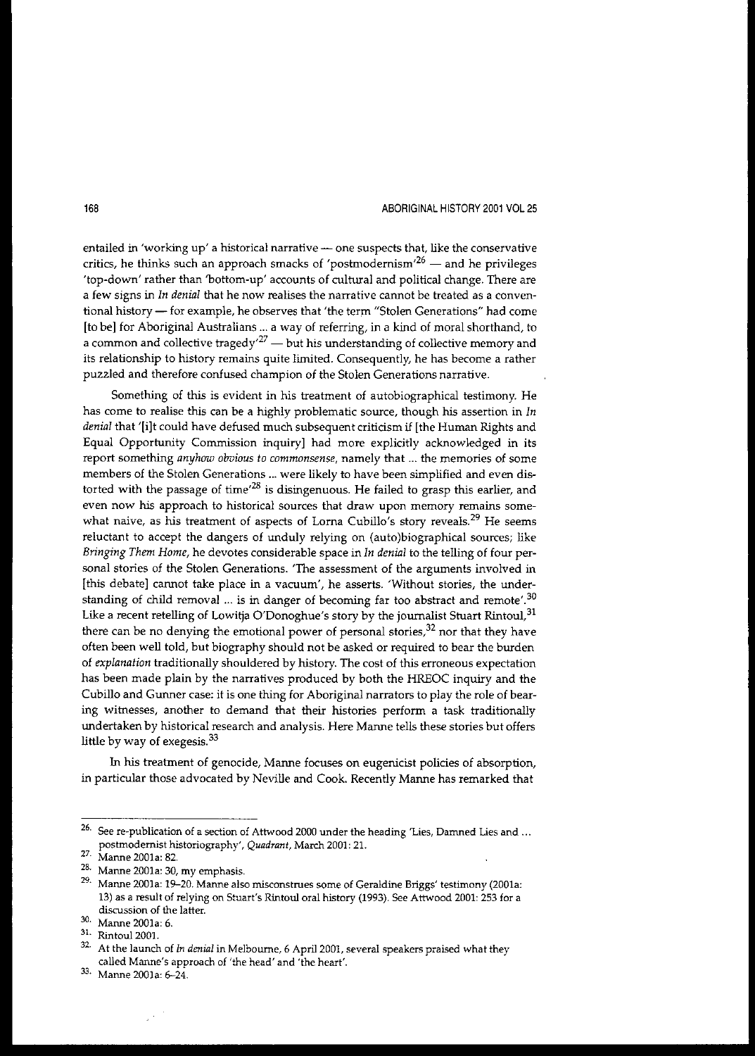entailed in 'working up' a historical narrative — one suspects that, like the conservative critics, he thinks such an approach smacks of 'postmodernism'[26] — and he privileges 'top-down' rather than 'bottom-up' accounts of cultural and political change. There are a few signs in *In denial* that he now realises the narrative cannot be treated as a conventional history — for example, he observes that 'the term "Stolen Generations" had come [to be] for Aboriginal Australians ... a way of referring, in a kind of moral shorthand, to a common and collective tragedy'[27] — but his understanding of collective memory and its relationship to history remains quite limited. Consequently, he has become a rather puzzled and therefore confused champion of the Stolen Generations narrative.

Something of this is evident in his treatment of autobiographical testimony. He has come to realise this can be a highly problematic source, though his assertion in *In denial* that '[i]t could have defused much subsequent criticism if [the Human Rights and Equal Opportunity Commission inquiry] had more explicitly acknowledged in its report something *anyhow obvious to commonsense*, namely that ... the memories of some members of the Stolen Generations ... were likely to have been simplified and even distorted with the passage of time'[28] is disingenuous. He failed to grasp this earlier, and even now his approach to historical sources that draw upon memory remains somewhat naive, as his treatment of aspects of Lorna Cubillo's story reveals.[29] He seems reluctant to accept the dangers of unduly relying on (auto)biographical sources; like *Bringing Them Home*, he devotes considerable space in *In denial* to the telling of four personal stories of the Stolen Generations. 'The assessment of the arguments involved in [this debate] cannot take place in a vacuum', he asserts. 'Without stories, the understanding of child removal ... is in danger of becoming far too abstract and remote'.[30] Like a recent retelling of Lowitja O'Donoghue's story by the journalist Stuart Rintoul,[31] there can be no denying the emotional power of personal stories,[32] nor that they have often been well told, but biography should not be asked or required to bear the burden of *explanation* traditionally shouldered by history. The cost of this erroneous expectation has been made plain by the narratives produced by both the HREOC inquiry and the Cubillo and Gunner case: it is one thing for Aboriginal narrators to play the role of bearing witnesses, another to demand that their histories perform a task traditionally undertaken by historical research and analysis. Here Manne tells these stories but offers little by way of exegesis.[33]

In his treatment of genocide, Manne focuses on eugenicist policies of absorption, in particular those advocated by Neville and Cook. Recently Manne has remarked that

---

26. See re-publication of a section of Attwood 2000 under the heading 'Lies, Damned Lies and ... postmodernist historiography', *Quadrant*, March 2001: 21.

27. Manne 2001a: 82.

28. Manne 2001a: 30, my emphasis.

29. Manne 2001a: 19–20. Manne also misconstrues some of Geraldine Briggs' testimony (2001a: 13) as a result of relying on Stuart's Rintoul oral history (1993). See Attwood 2001: 253 for a discussion of the latter.

30. Manne 2001a: 6.

31. Rintoul 2001.

32. At the launch of *In denial* in Melbourne, 6 April 2001, several speakers praised what they called Manne's approach of 'the head' and 'the heart'.

33. Manne 2001a: 6–24.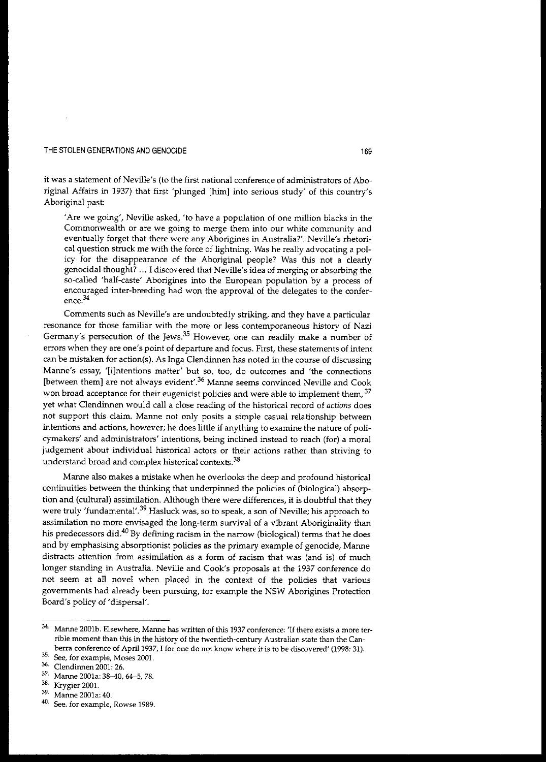it was a statement of Neville's (to the first national conference of administrators of Aboriginal Affairs in 1937) that first 'plunged [him] into serious study' of this country's Aboriginal past:

> 'Are we going', Neville asked, 'to have a population of one million blacks in the Commonwealth or are we going to merge them into our white community and eventually forget that there were any Aborigines in Australia?'. Neville's rhetorical question struck me with the force of lightning. Was he really advocating a policy for the disappearance of the Aboriginal people? Was this not a clearly genocidal thought? ... I discovered that Neville's idea of merging or absorbing the so-called 'half-caste' Aborigines into the European population by a process of encouraged inter-breeding had won the approval of the delegates to the conference.[34]

Comments such as Neville's are undoubtedly striking, and they have a particular resonance for those familiar with the more or less contemporaneous history of Nazi Germany's persecution of the Jews.[35] However, one can readily make a number of errors when they are one's point of departure and focus. First, these statements of intent can be mistaken for action(s). As Inga Clendinnen has noted in the course of discussing Manne's essay, '[i]ntentions matter' but so, too, do outcomes and 'the connections [between them] are not always evident'.[36] Manne seems convinced Neville and Cook won broad acceptance for their eugenicist policies and were able to implement them,[37] yet what Clendinnen would call a close reading of the historical record of *actions* does not support this claim. Manne not only posits a simple casual relationship between intentions and actions, however; he does little if anything to examine the nature of policymakers' and administrators' intentions, being inclined instead to reach (for) a moral judgement about individual historical actors or their actions rather than striving to understand broad and complex historical contexts.[38]

Manne also makes a mistake when he overlooks the deep and profound historical continuities between the thinking that underpinned the policies of (biological) absorption and (cultural) assimilation. Although there were differences, it is doubtful that they were truly 'fundamental'.[39] Hasluck was, so to speak, a son of Neville; his approach to assimilation no more envisaged the long-term survival of a vibrant Aboriginality than his predecessors did.[40] By defining racism in the narrow (biological) terms that he does and by emphasising absorptionist policies as the primary example of genocide, Manne distracts attention from assimilation as a form of racism that was (and is) of much longer standing in Australia. Neville and Cook's proposals at the 1937 conference do not seem at all novel when placed in the context of the policies that various governments had already been pursuing, for example the NSW Aborigines Protection Board's policy of 'dispersal'.

---

34. Manne 2001b. Elsewhere, Manne has written of this 1937 conference: 'If there exists a more terrible moment than this in the history of the twentieth-century Australian state than the Canberra conference of April 1937, I for one do not know where it is to be discovered' (1998: 31).
35. See, for example, Moses 2001.
36. Clendinnen 2001: 26.
37. Manne 2001a: 38–40, 64–5, 78.
38. Krygier 2001.
39. Manne 2001a: 40.
40. See, for example, Rowse 1989.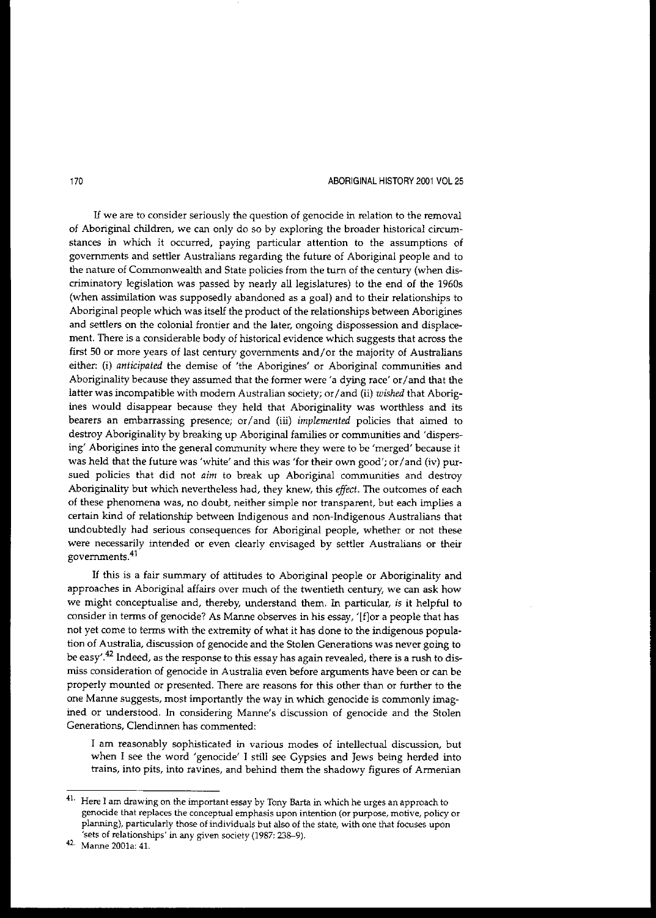If we are to consider seriously the question of genocide in relation to the removal of Aboriginal children, we can only do so by exploring the broader historical circumstances in which it occurred, paying particular attention to the assumptions of governments and settler Australians regarding the future of Aboriginal people and to the nature of Commonwealth and State policies from the turn of the century (when discriminatory legislation was passed by nearly all legislatures) to the end of the 1960s (when assimilation was supposedly abandoned as a goal) and to their relationships to Aboriginal people which was itself the product of the relationships between Aborigines and settlers on the colonial frontier and the later, ongoing dispossession and displacement. There is a considerable body of historical evidence which suggests that across the first 50 or more years of last century governments and/or the majority of Australians either: (i) *anticipated* the demise of 'the Aborigines' or Aboriginal communities and Aboriginality because they assumed that the former were 'a dying race' or/and that the latter was incompatible with modern Australian society; or/and (ii) *wished* that Aborigines would disappear because they held that Aboriginality was worthless and its bearers an embarrassing presence; or/and (iii) *implemented* policies that aimed to destroy Aboriginality by breaking up Aboriginal families or communities and 'dispersing' Aborigines into the general community where they were to be 'merged' because it was held that the future was 'white' and this was 'for their own good'; or/and (iv) pursued policies that did not *aim* to break up Aboriginal communities and destroy Aboriginality but which nevertheless had, they knew, this *effect*. The outcomes of each of these phenomena was, no doubt, neither simple nor transparent, but each implies a certain kind of relationship between Indigenous and non-Indigenous Australians that undoubtedly had serious consequences for Aboriginal people, whether or not these were necessarily intended or even clearly envisaged by settler Australians or their governments.[41]

If this is a fair summary of attitudes to Aboriginal people or Aboriginality and approaches in Aboriginal affairs over much of the twentieth century, we can ask how we might conceptualise and, thereby, understand them. In particular, *is* it helpful to consider in terms of genocide? As Manne observes in his essay, '[f]or a people that has not yet come to terms with the extremity of what it has done to the indigenous population of Australia, discussion of genocide and the Stolen Generations was never going to be easy'.[42] Indeed, as the response to this essay has again revealed, there is a rush to dismiss consideration of genocide in Australia even before arguments have been or can be properly mounted or presented. There are reasons for this other than or further to the one Manne suggests, most importantly the way in which genocide is commonly imagined or understood. In considering Manne's discussion of genocide and the Stolen Generations, Clendinnen has commented:

> I am reasonably sophisticated in various modes of intellectual discussion, but when I see the word 'genocide' I still see Gypsies and Jews being herded into trains, into pits, into ravines, and behind them the shadowy figures of Armenian

---

[41] Here I am drawing on the important essay by Tony Barta in which he urges an approach to genocide that replaces the conceptual emphasis upon intention (or purpose, motive, policy or planning), particularly those of individuals but also of the state, with one that focuses upon 'sets of relationships' in any given society (1987: 238–9).

[42] Manne 2001a: 41.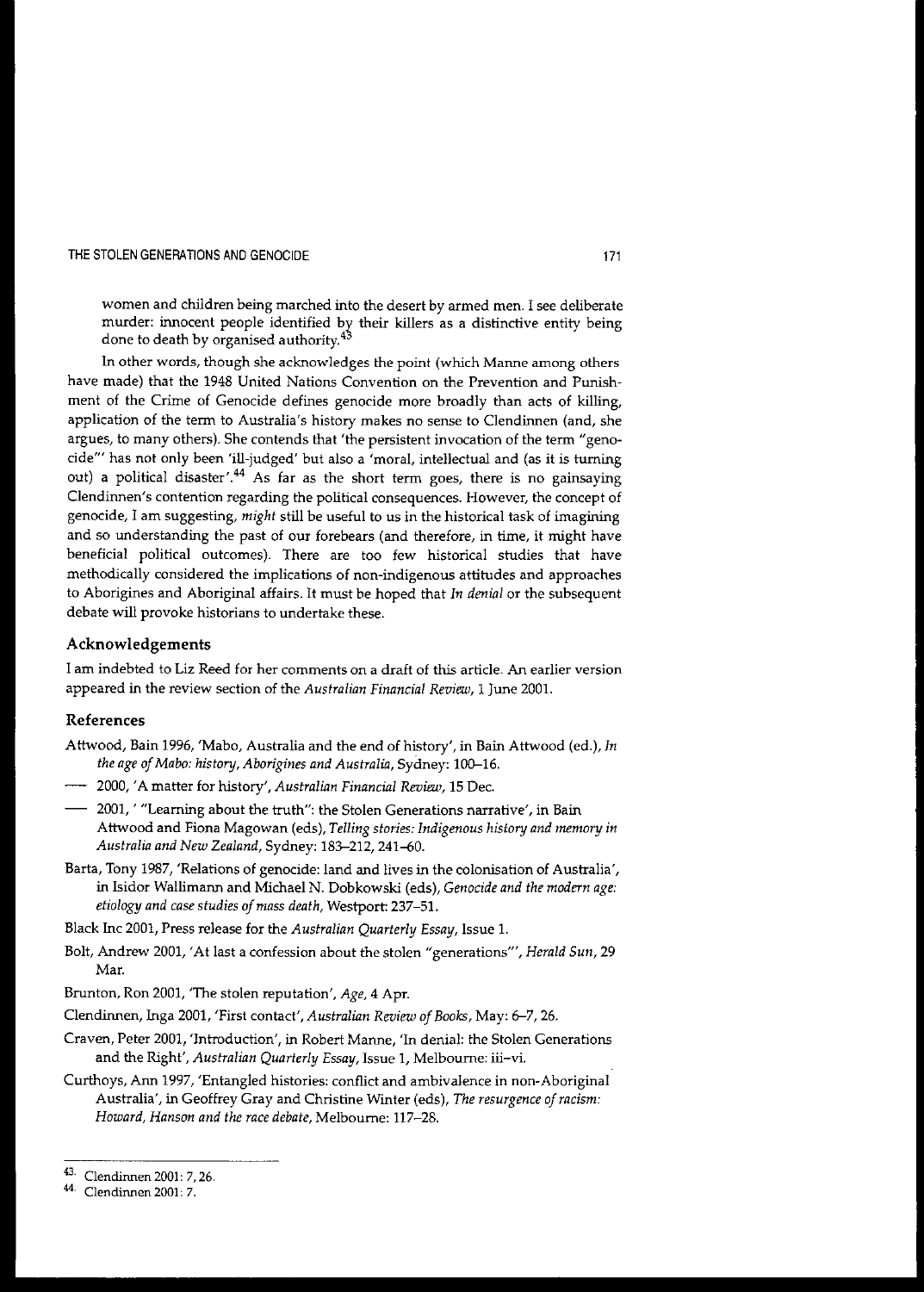women and children being marched into the desert by armed men. I see deliberate murder: innocent people identified by their killers as a distinctive entity being done to death by organised authority.[43]

In other words, though she acknowledges the point (which Manne among others have made) that the 1948 United Nations Convention on the Prevention and Punishment of the Crime of Genocide defines genocide more broadly than acts of killing, application of the term to Australia's history makes no sense to Clendinnen (and, she argues, to many others). She contends that 'the persistent invocation of the term "genocide"' has not only been 'ill-judged' but also a 'moral, intellectual and (as it is turning out) a political disaster'.[44] As far as the short term goes, there is no gainsaying Clendinnen's contention regarding the political consequences. However, the concept of genocide, I am suggesting, *might* still be useful to us in the historical task of imagining and so understanding the past of our forebears (and therefore, in time, it might have beneficial political outcomes). There are too few historical studies that have methodically considered the implications of non-indigenous attitudes and approaches to Aborigines and Aboriginal affairs. It must be hoped that *In denial* or the subsequent debate will provoke historians to undertake these.

## Acknowledgements

I am indebted to Liz Reed for her comments on a draft of this article. An earlier version appeared in the review section of the *Australian Financial Review*, 1 June 2001.

## References

Attwood, Bain 1996, 'Mabo, Australia and the end of history', in Bain Attwood (ed.), *In the age of Mabo: history, Aborigines and Australia*, Sydney: 100–16.

— 2000, 'A matter for history', *Australian Financial Review*, 15 Dec.

— 2001, ' "Learning about the truth": the Stolen Generations narrative', in Bain Attwood and Fiona Magowan (eds), *Telling stories: Indigenous history and memory in Australia and New Zealand*, Sydney: 183–212, 241–60.

Barta, Tony 1987, 'Relations of genocide: land and lives in the colonisation of Australia', in Isidor Wallimann and Michael N. Dobkowski (eds), *Genocide and the modern age: etiology and case studies of mass death*, Westport: 237–51.

Black Inc 2001, Press release for the *Australian Quarterly Essay*, Issue 1.

Bolt, Andrew 2001, 'At last a confession about the stolen "generations"', *Herald Sun*, 29 Mar.

Brunton, Ron 2001, 'The stolen reputation', *Age*, 4 Apr.

Clendinnen, Inga 2001, 'First contact', *Australian Review of Books*, May: 6–7, 26.

Craven, Peter 2001, 'Introduction', in Robert Manne, 'In denial: the Stolen Generations and the Right', *Australian Quarterly Essay*, Issue 1, Melbourne: iii–vi.

Curthoys, Ann 1997, 'Entangled histories: conflict and ambivalence in non-Aboriginal Australia', in Geoffrey Gray and Christine Winter (eds), *The resurgence of racism: Howard, Hanson and the race debate*, Melbourne: 117–28.

---

43. Clendinnen 2001: 7, 26.

44. Clendinnen 2001: 7.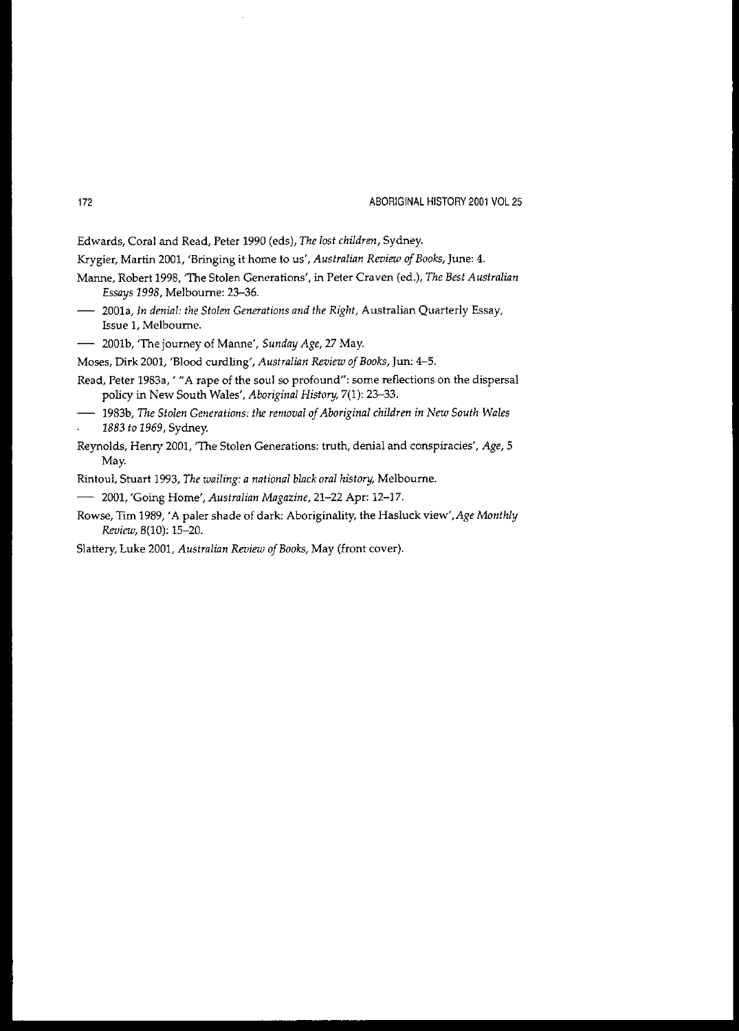Edwards, Coral and Read, Peter 1990 (eds), *The lost children*, Sydney.

Krygier, Martin 2001, 'Bringing it home to us', *Australian Review of Books*, June: 4.

Manne, Robert 1998, 'The Stolen Generations', in Peter Craven (ed.), *The Best Australian Essays 1998*, Melbourne: 23–36.

— 2001a, *In denial: the Stolen Generations and the Right*, Australian Quarterly Essay, Issue 1, Melbourne.

— 2001b, 'The journey of Manne', *Sunday Age*, 27 May.

Moses, Dirk 2001, 'Blood curdling', *Australian Review of Books*, Jun: 4–5.

Read, Peter 1983a, ' "A rape of the soul so profound": some reflections on the dispersal policy in New South Wales', *Aboriginal History*, 7(1): 23–33.

— 1983b, *The Stolen Generations: the removal of Aboriginal children in New South Wales 1883 to 1969*, Sydney.

Reynolds, Henry 2001, 'The Stolen Generations: truth, denial and conspiracies', *Age*, 5 May.

Rintoul, Stuart 1993, *The wailing: a national black oral history*, Melbourne.

— 2001, 'Going Home', *Australian Magazine*, 21–22 Apr: 12–17.

Rowse, Tim 1989, 'A paler shade of dark: Aboriginality, the Hasluck view', *Age Monthly Review*, 8(10): 15–20.

Slattery, Luke 2001, *Australian Review of Books*, May (front cover).